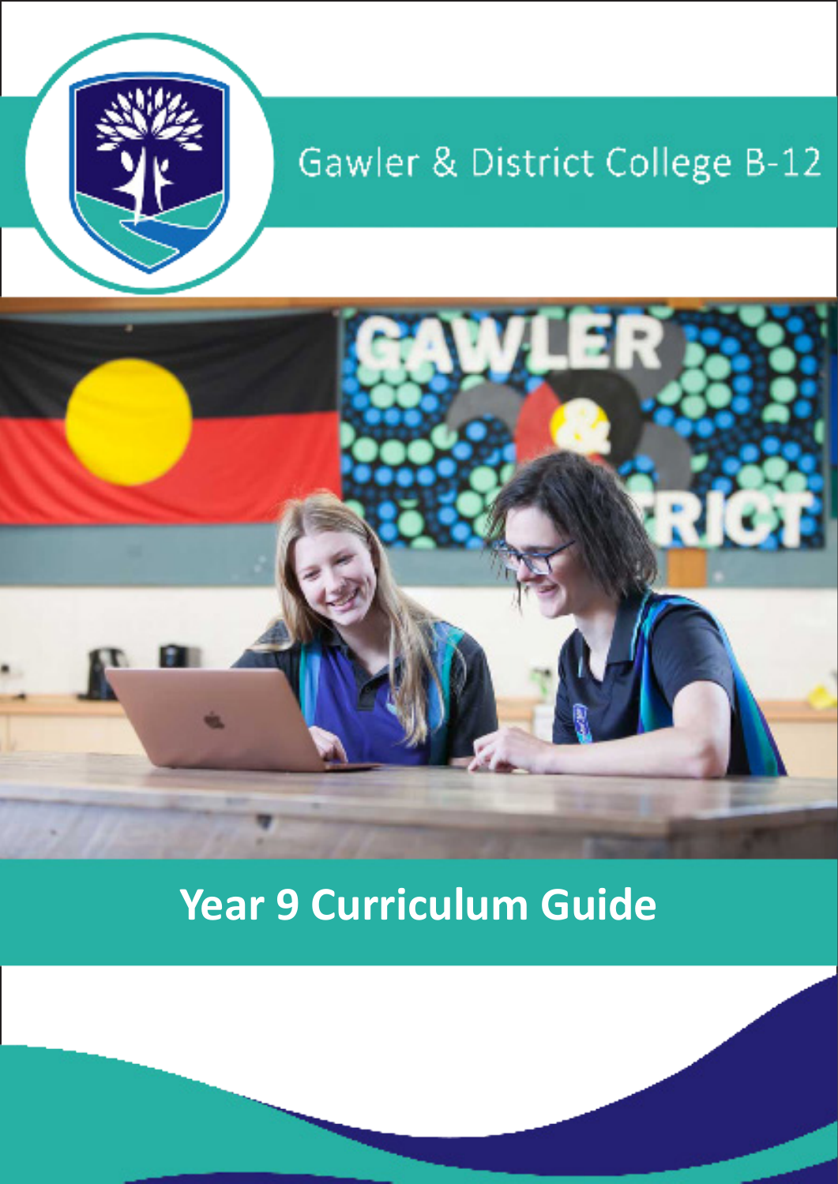Gawler & District College B-12

# Year 9 Curriculum Guide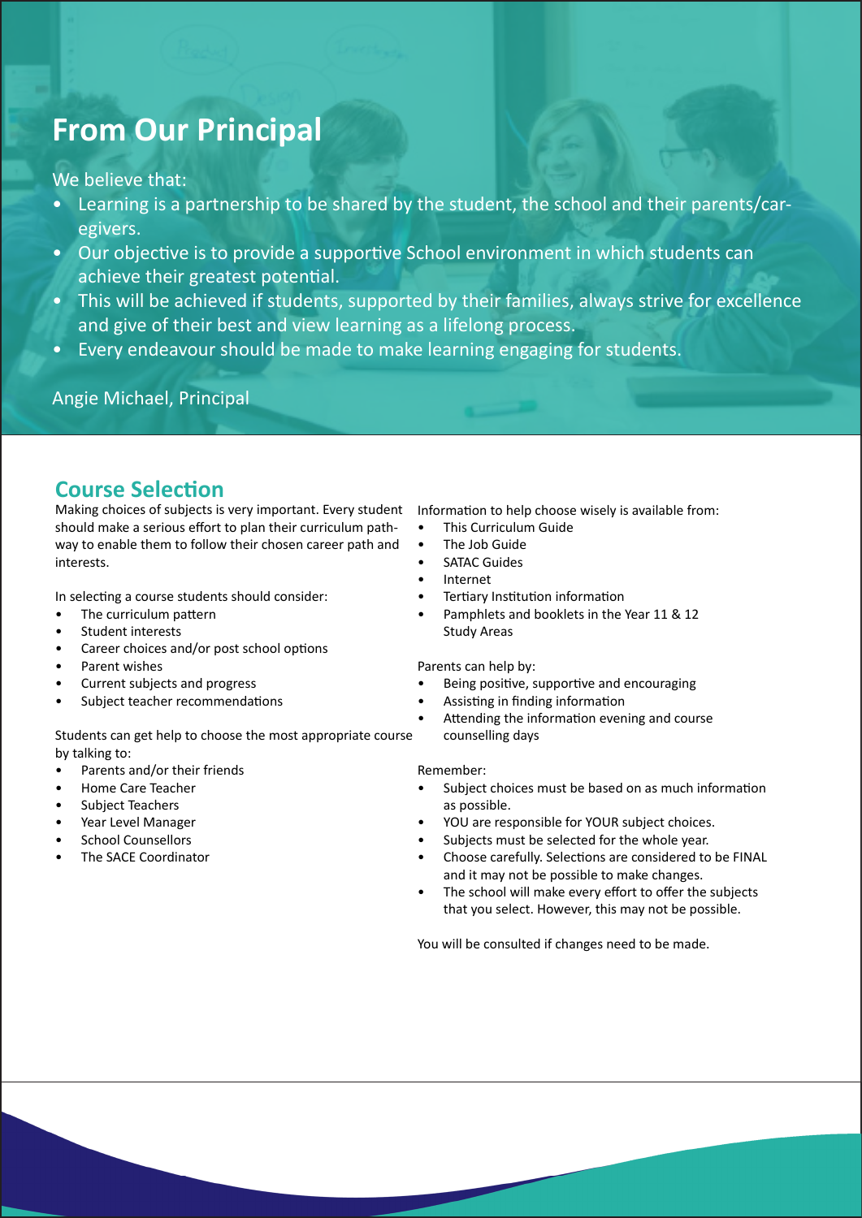# From Our Principal

We believe that:

- Learning is a partnership to be shared by the student, the school and their parents/caregivers.
- Our objective is to provide a supportive School environment in which students can achieve their greatest potential.
- This will be achieved if students, supported by their families, always strive for excellence and give of their best and view learning as a lifelong process.
- Every endeavour should be made to make learning engaging for students.

Angie Michael, Principal

## Course Selection

Making choices of subjects is very important. Every student should make a serious effort to plan their curriculum pathway to enable them to follow their chosen career path and interests.

In selecting a course students should consider:

- The curriculum pattern
- Student interests
- Career choices and/or post school options
- Parent wishes
- Current subjects and progress
- Subject teacher recommendations

Students can get help to choose the most appropriate course by talking to:

- Parents and/or their friends
- Home Care Teacher
- Subject Teachers
- Year Level Manager
- School Counsellors
- The SACE Coordinator

Information to help choose wisely is available from:

- This Curriculum Guide
- The Job Guide
- SATAC Guides
- Internet
- Tertiary Institution information
- Pamphlets and booklets in the Year 11 & 12 Study Areas

Parents can help by:

- Being positive, supportive and encouraging
- Assisting in finding information
- Attending the information evening and course counselling days

Remember:

- Subject choices must be based on as much information as possible.
- YOU are responsible for YOUR subject choices.
- Subjects must be selected for the whole year.
- Choose carefully. Selections are considered to be FINAL and it may not be possible to make changes.
- The school will make every effort to offer the subjects that you select. However, this may not be possible.

You will be consulted if changes need to be made.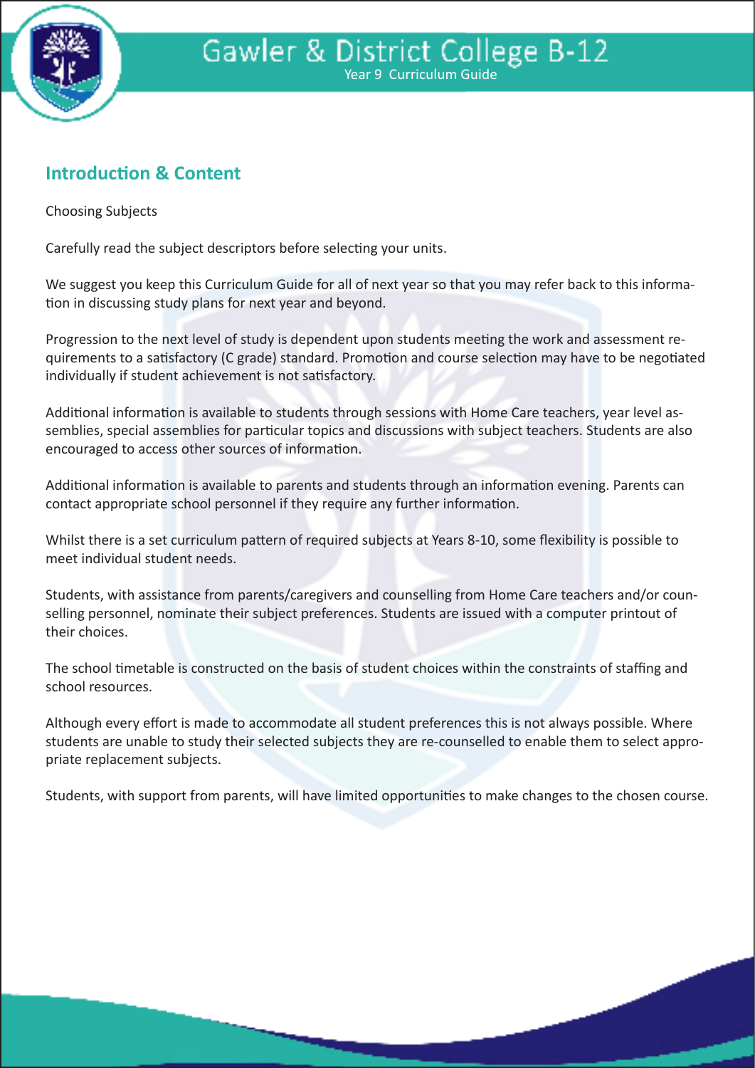## Introduction & Content

Choosing Subjects

Carefully read the subject descriptors before selecting your units.

We suggest you keep this Curriculum Guide for all of next year so that you may refer back to this information in discussing study plans for next year and beyond.

Progression to the next level of study is dependent upon students meeting the work and assessment requirements to a satisfactory (C grade) standard. Promotion and course selection may have to be negotiated individually if student achievement is not satisfactory.

Additional information is available to students through sessions with Home Care teachers, year level assemblies, special assemblies for particular topics and discussions with subject teachers. Students are also encouraged to access other sources of information.

Additional information is available to parents and students through an information evening. Parents can contact appropriate school personnel if they require any further information.

Whilst there is a set curriculum pattern of required subjects at Years 8-10, some flexibility is possible to meet individual student needs.

Students, with assistance from parents/caregivers and counselling from Home Care teachers and/or counselling personnel, nominate their subject preferences. Students are issued with a computer printout of their choices.

The school timetable is constructed on the basis of student choices within the constraints of staffing and school resources.

Although every effort is made to accommodate all student preferences this is not always possible. Where students are unable to study their selected subjects they are re-counselled to enable them to select appropriate replacement subjects.

Students, with support from parents, will have limited opportunities to make changes to the chosen course.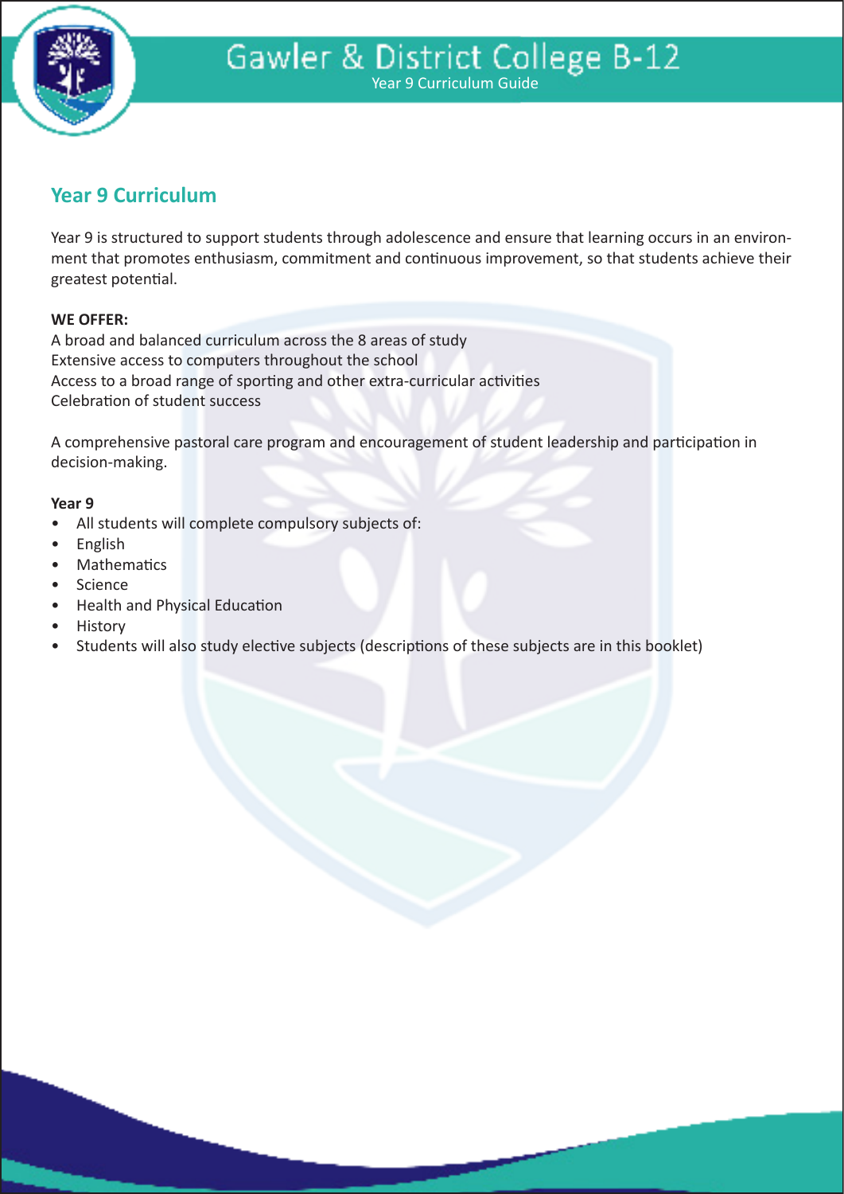## Year 9 Curriculum

Year 9 is structured to support students through adolescence and ensure that learning occurs in an environment that promotes enthusiasm, commitment and continuous improvement, so that students achieve their greatest potential.

**WE OFFER:**

A broad and balanced curriculum across the 8 areas of study
Extensive access to computers throughout the school
Access to a broad range of sporting and other extra-curricular activities
Celebration of student success

A comprehensive pastoral care program and encouragement of student leadership and participation in decision-making.

**Year 9**

- All students will complete compulsory subjects of:
- English
- Mathematics
- Science
- Health and Physical Education
- History
- Students will also study elective subjects (descriptions of these subjects are in this booklet)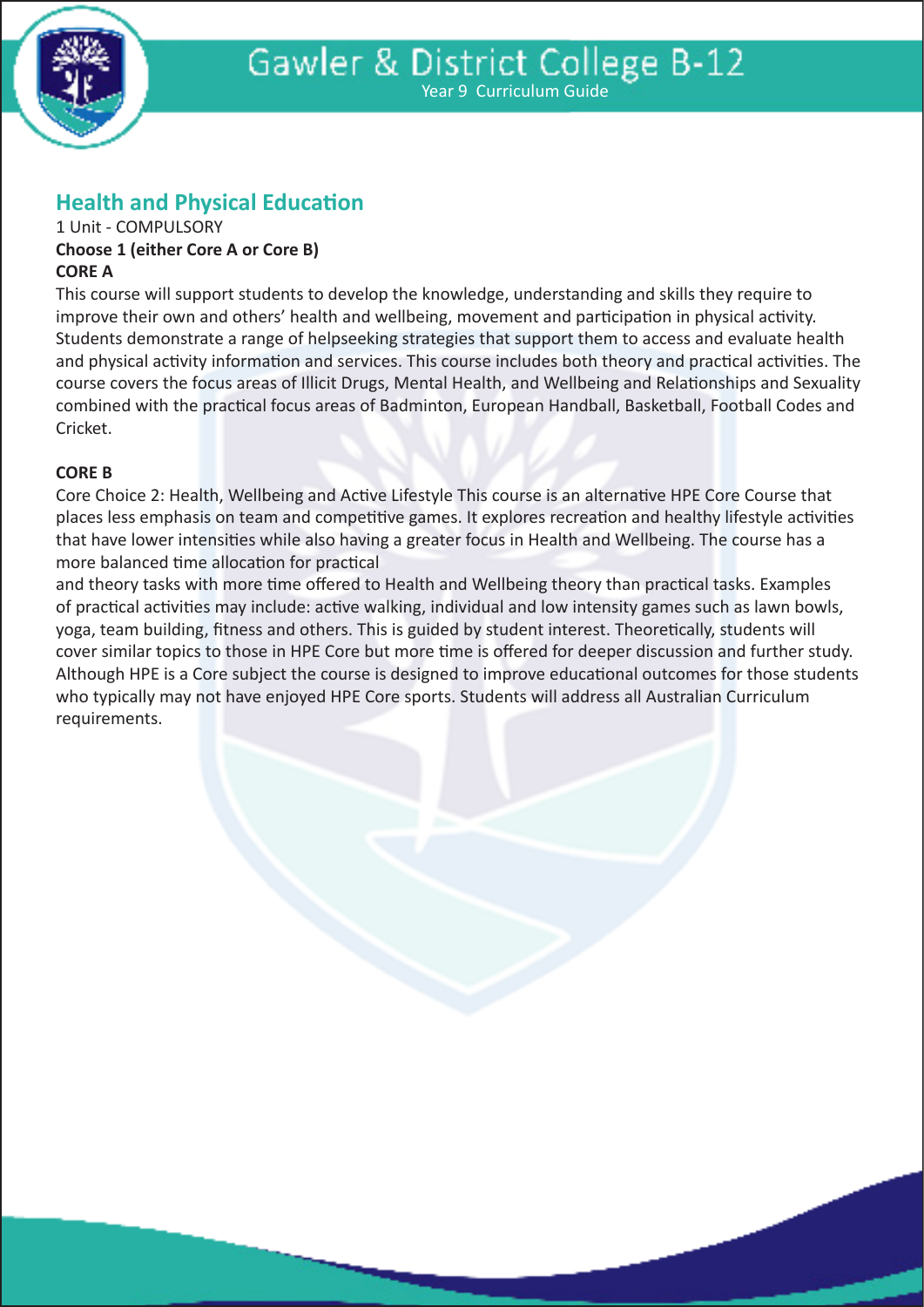## Health and Physical Education

1 Unit - COMPULSORY

**Choose 1 (either Core A or Core B)**

**CORE A**

This course will support students to develop the knowledge, understanding and skills they require to improve their own and others' health and wellbeing, movement and participation in physical activity. Students demonstrate a range of helpseeking strategies that support them to access and evaluate health and physical activity information and services. This course includes both theory and practical activities. The course covers the focus areas of Illicit Drugs, Mental Health, and Wellbeing and Relationships and Sexuality combined with the practical focus areas of Badminton, European Handball, Basketball, Football Codes and Cricket.

**CORE B**

Core Choice 2: Health, Wellbeing and Active Lifestyle This course is an alternative HPE Core Course that places less emphasis on team and competitive games. It explores recreation and healthy lifestyle activities that have lower intensities while also having a greater focus in Health and Wellbeing. The course has a more balanced time allocation for practical and theory tasks with more time offered to Health and Wellbeing theory than practical tasks. Examples of practical activities may include: active walking, individual and low intensity games such as lawn bowls, yoga, team building, fitness and others. This is guided by student interest. Theoretically, students will cover similar topics to those in HPE Core but more time is offered for deeper discussion and further study. Although HPE is a Core subject the course is designed to improve educational outcomes for those students who typically may not have enjoyed HPE Core sports. Students will address all Australian Curriculum requirements.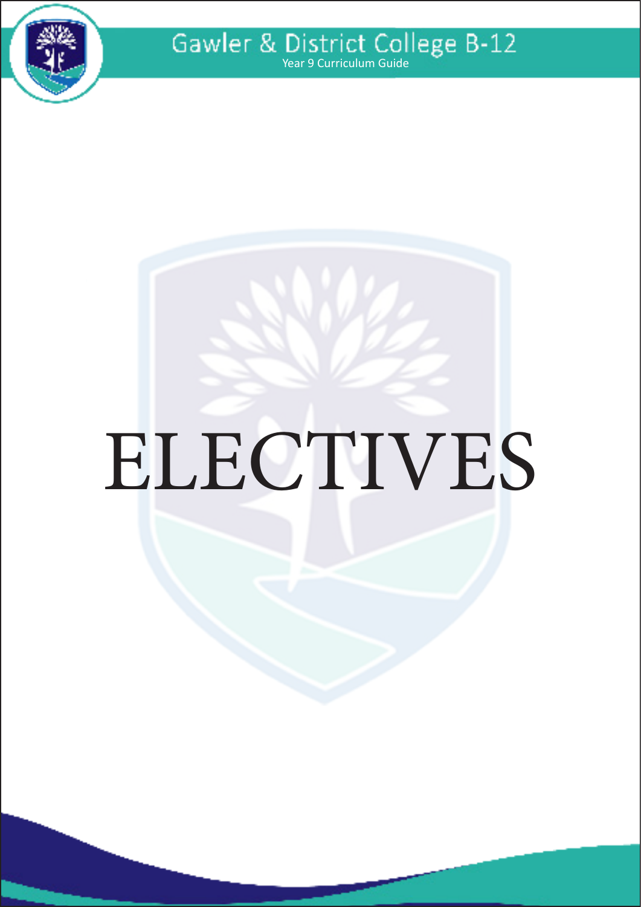# ELECTIVES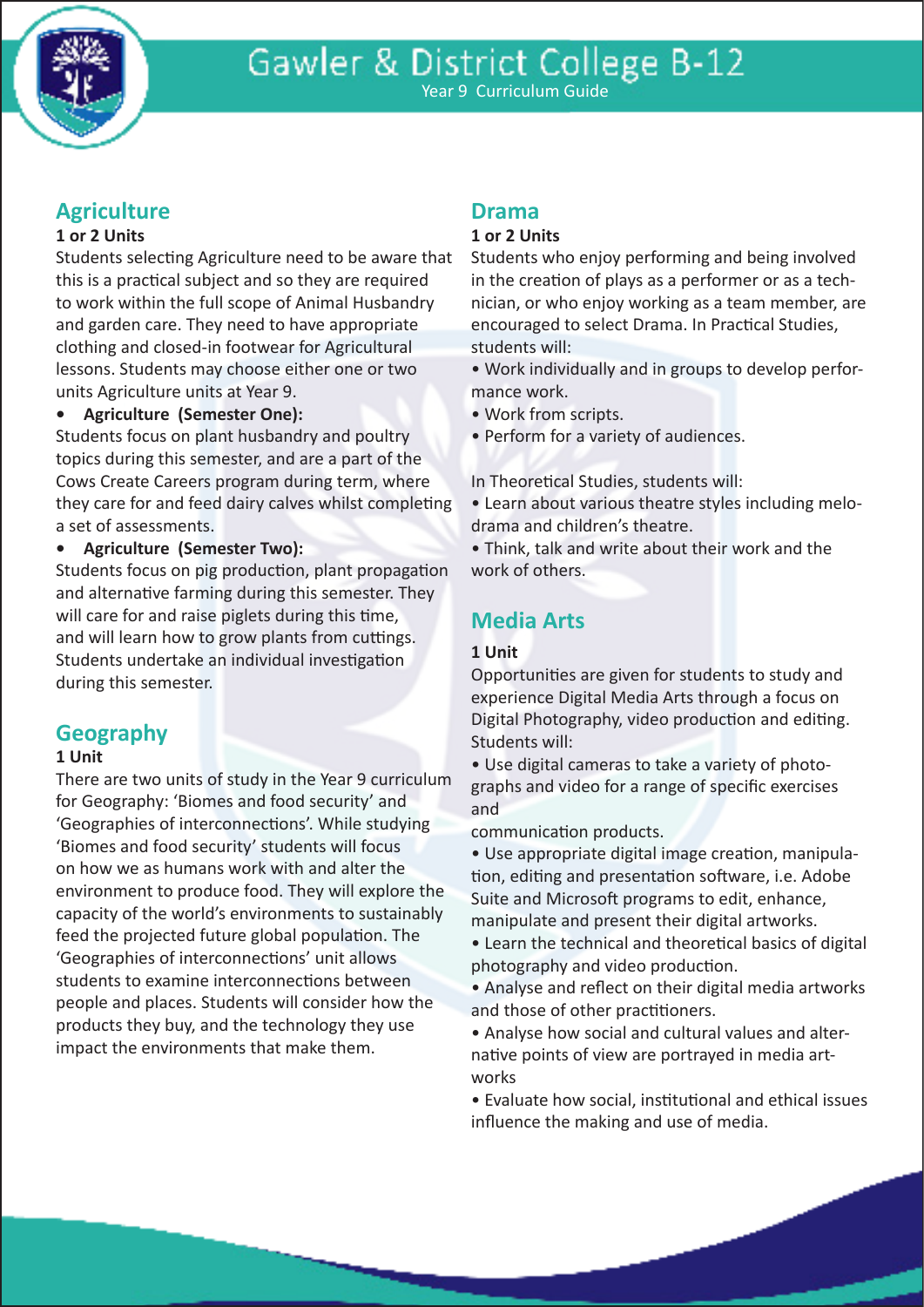## Agriculture

**1 or 2 Units**

Students selecting Agriculture need to be aware that this is a practical subject and so they are required to work within the full scope of Animal Husbandry and garden care. They need to have appropriate clothing and closed-in footwear for Agricultural lessons. Students may choose either one or two units Agriculture units at Year 9.

- **Agriculture (Semester One):**

Students focus on plant husbandry and poultry topics during this semester, and are a part of the Cows Create Careers program during term, where they care for and feed dairy calves whilst completing a set of assessments.

- **Agriculture (Semester Two):**

Students focus on pig production, plant propagation and alternative farming during this semester. They will care for and raise piglets during this time, and will learn how to grow plants from cuttings. Students undertake an individual investigation during this semester.

## Geography

**1 Unit**

There are two units of study in the Year 9 curriculum for Geography: 'Biomes and food security' and 'Geographies of interconnections'. While studying 'Biomes and food security' students will focus on how we as humans work with and alter the environment to produce food. They will explore the capacity of the world's environments to sustainably feed the projected future global population. The 'Geographies of interconnections' unit allows students to examine interconnections between people and places. Students will consider how the products they buy, and the technology they use impact the environments that make them.

## Drama

**1 or 2 Units**

Students who enjoy performing and being involved in the creation of plays as a performer or as a technician, or who enjoy working as a team member, are encouraged to select Drama. In Practical Studies, students will:

- Work individually and in groups to develop performance work.
- Work from scripts.
- Perform for a variety of audiences.

In Theoretical Studies, students will:

- Learn about various theatre styles including melodrama and children's theatre.
- Think, talk and write about their work and the work of others.

## Media Arts

**1 Unit**

Opportunities are given for students to study and experience Digital Media Arts through a focus on Digital Photography, video production and editing. Students will:

- Use digital cameras to take a variety of photographs and video for a range of specific exercises and communication products.
- Use appropriate digital image creation, manipulation, editing and presentation software, i.e. Adobe Suite and Microsoft programs to edit, enhance, manipulate and present their digital artworks.
- Learn the technical and theoretical basics of digital photography and video production.
- Analyse and reflect on their digital media artworks and those of other practitioners.
- Analyse how social and cultural values and alternative points of view are portrayed in media artworks
- Evaluate how social, institutional and ethical issues influence the making and use of media.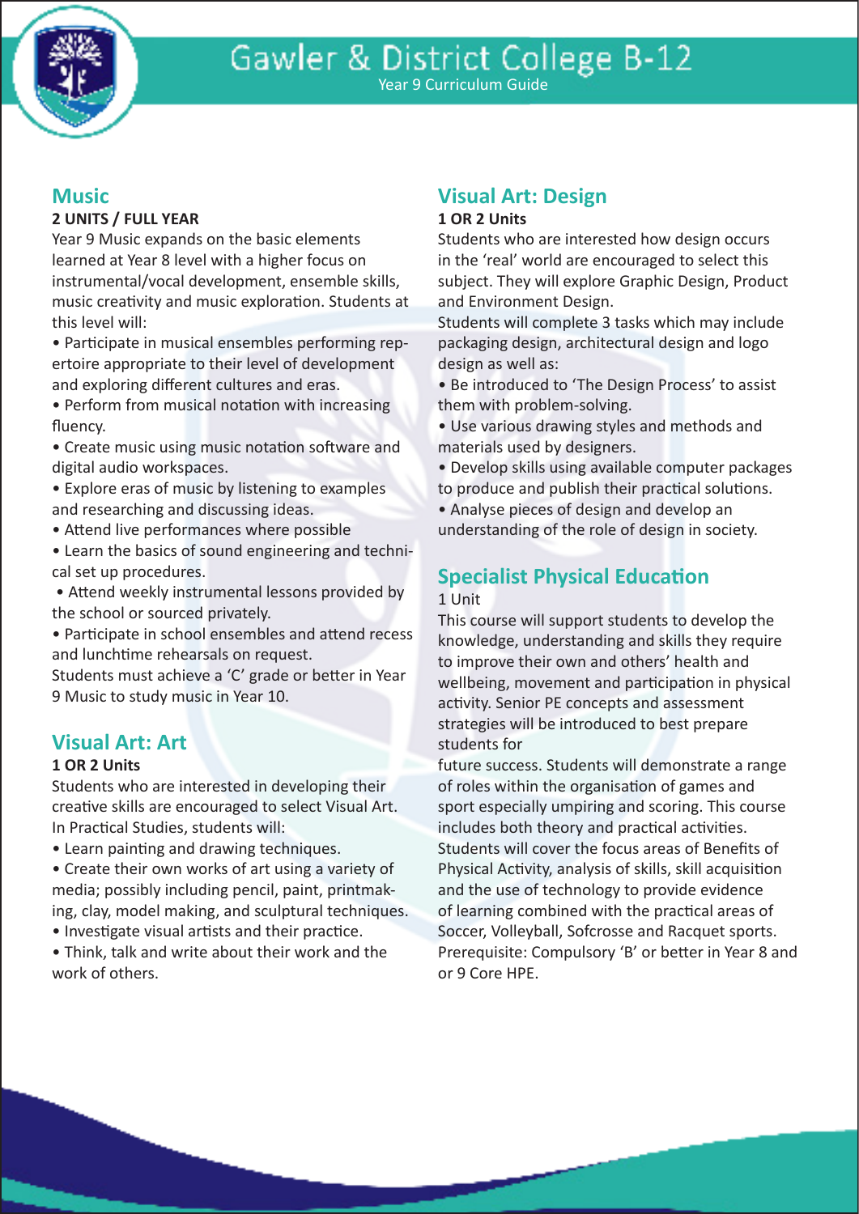## Music

**2 UNITS / FULL YEAR**

Year 9 Music expands on the basic elements learned at Year 8 level with a higher focus on instrumental/vocal development, ensemble skills, music creativity and music exploration. Students at this level will:

- Participate in musical ensembles performing repertoire appropriate to their level of development and exploring different cultures and eras.
- Perform from musical notation with increasing fluency.
- Create music using music notation software and digital audio workspaces.
- Explore eras of music by listening to examples and researching and discussing ideas.
- Attend live performances where possible
- Learn the basics of sound engineering and technical set up procedures.
- Attend weekly instrumental lessons provided by the school or sourced privately.
- Participate in school ensembles and attend recess and lunchtime rehearsals on request.

Students must achieve a 'C' grade or better in Year 9 Music to study music in Year 10.

## Visual Art: Art

**1 OR 2 Units**

Students who are interested in developing their creative skills are encouraged to select Visual Art. In Practical Studies, students will:

- Learn painting and drawing techniques.
- Create their own works of art using a variety of media; possibly including pencil, paint, printmaking, clay, model making, and sculptural techniques.
- Investigate visual artists and their practice.
- Think, talk and write about their work and the work of others.

## Visual Art: Design

**1 OR 2 Units**

Students who are interested how design occurs in the 'real' world are encouraged to select this subject. They will explore Graphic Design, Product and Environment Design.

Students will complete 3 tasks which may include packaging design, architectural design and logo design as well as:

- Be introduced to 'The Design Process' to assist them with problem-solving.
- Use various drawing styles and methods and materials used by designers.
- Develop skills using available computer packages to produce and publish their practical solutions.
- Analyse pieces of design and develop an understanding of the role of design in society.

## Specialist Physical Education

1 Unit

This course will support students to develop the knowledge, understanding and skills they require to improve their own and others' health and wellbeing, movement and participation in physical activity. Senior PE concepts and assessment strategies will be introduced to best prepare students for

future success. Students will demonstrate a range of roles within the organisation of games and sport especially umpiring and scoring. This course includes both theory and practical activities. Students will cover the focus areas of Benefits of Physical Activity, analysis of skills, skill acquisition and the use of technology to provide evidence of learning combined with the practical areas of Soccer, Volleyball, Sofcrosse and Racquet sports.

Prerequisite: Compulsory 'B' or better in Year 8 and or 9 Core HPE.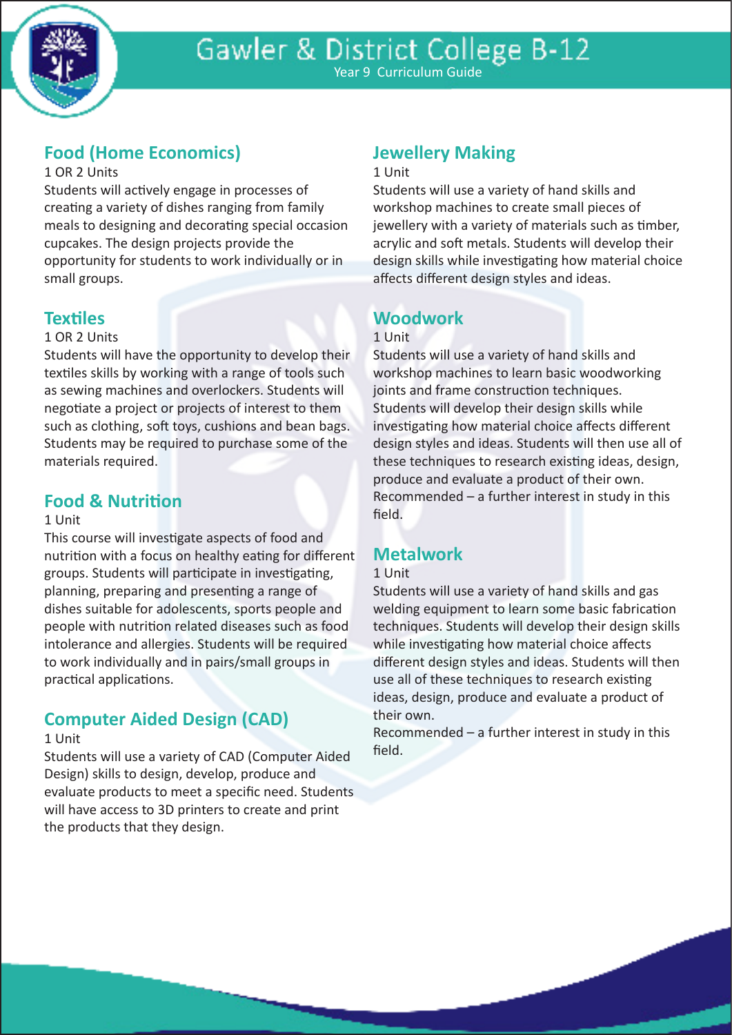## Food (Home Economics)

1 OR 2 Units

Students will actively engage in processes of creating a variety of dishes ranging from family meals to designing and decorating special occasion cupcakes. The design projects provide the opportunity for students to work individually or in small groups.

## Textiles

1 OR 2 Units

Students will have the opportunity to develop their textiles skills by working with a range of tools such as sewing machines and overlockers. Students will negotiate a project or projects of interest to them such as clothing, soft toys, cushions and bean bags. Students may be required to purchase some of the materials required.

## Food & Nutrition

1 Unit

This course will investigate aspects of food and nutrition with a focus on healthy eating for different groups. Students will participate in investigating, planning, preparing and presenting a range of dishes suitable for adolescents, sports people and people with nutrition related diseases such as food intolerance and allergies. Students will be required to work individually and in pairs/small groups in practical applications.

## Computer Aided Design (CAD)

1 Unit

Students will use a variety of CAD (Computer Aided Design) skills to design, develop, produce and evaluate products to meet a specific need. Students will have access to 3D printers to create and print the products that they design.

## Jewellery Making

1 Unit

Students will use a variety of hand skills and workshop machines to create small pieces of jewellery with a variety of materials such as timber, acrylic and soft metals. Students will develop their design skills while investigating how material choice affects different design styles and ideas.

## Woodwork

1 Unit

Students will use a variety of hand skills and workshop machines to learn basic woodworking joints and frame construction techniques. Students will develop their design skills while investigating how material choice affects different design styles and ideas. Students will then use all of these techniques to research existing ideas, design, produce and evaluate a product of their own.

Recommended – a further interest in study in this field.

## Metalwork

1 Unit

Students will use a variety of hand skills and gas welding equipment to learn some basic fabrication techniques. Students will develop their design skills while investigating how material choice affects different design styles and ideas. Students will then use all of these techniques to research existing ideas, design, produce and evaluate a product of their own.

Recommended – a further interest in study in this field.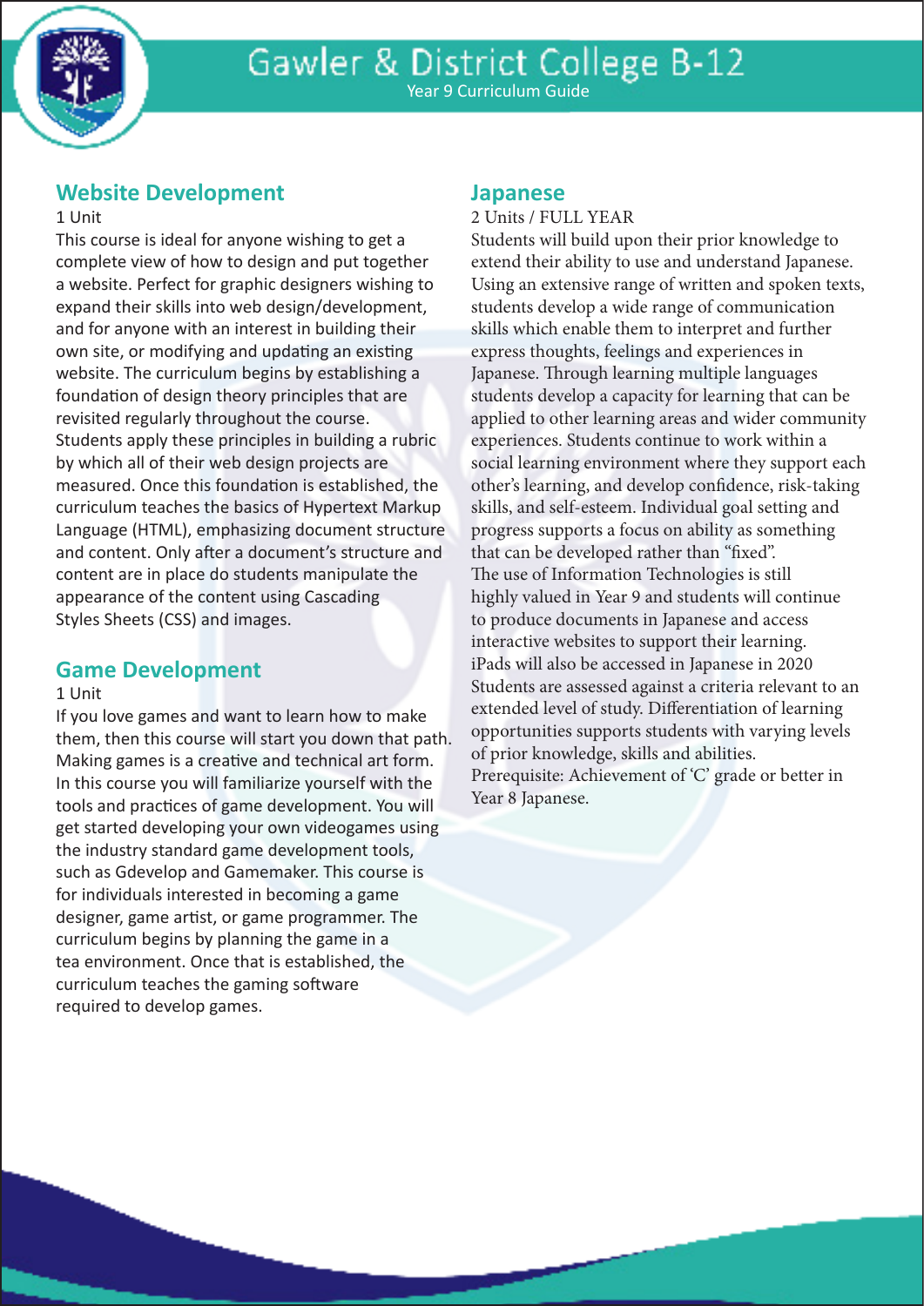## Website Development

1 Unit

This course is ideal for anyone wishing to get a complete view of how to design and put together a website. Perfect for graphic designers wishing to expand their skills into web design/development, and for anyone with an interest in building their own site, or modifying and updating an existing website. The curriculum begins by establishing a foundation of design theory principles that are revisited regularly throughout the course. Students apply these principles in building a rubric by which all of their web design projects are measured. Once this foundation is established, the curriculum teaches the basics of Hypertext Markup Language (HTML), emphasizing document structure and content. Only after a document's structure and content are in place do students manipulate the appearance of the content using Cascading Styles Sheets (CSS) and images.

## Game Development

1 Unit

If you love games and want to learn how to make them, then this course will start you down that path. Making games is a creative and technical art form. In this course you will familiarize yourself with the tools and practices of game development. You will get started developing your own videogames using the industry standard game development tools, such as Gdevelop and Gamemaker. This course is for individuals interested in becoming a game designer, game artist, or game programmer. The curriculum begins by planning the game in a tea environment. Once that is established, the curriculum teaches the gaming software required to develop games.

## Japanese

2 Units / FULL YEAR

Students will build upon their prior knowledge to extend their ability to use and understand Japanese. Using an extensive range of written and spoken texts, students develop a wide range of communication skills which enable them to interpret and further express thoughts, feelings and experiences in Japanese. Through learning multiple languages students develop a capacity for learning that can be applied to other learning areas and wider community experiences. Students continue to work within a social learning environment where they support each other's learning, and develop confidence, risk-taking skills, and self-esteem. Individual goal setting and progress supports a focus on ability as something that can be developed rather than "fixed".

The use of Information Technologies is still highly valued in Year 9 and students will continue to produce documents in Japanese and access interactive websites to support their learning.

iPads will also be accessed in Japanese in 2020

Students are assessed against a criteria relevant to an extended level of study. Differentiation of learning opportunities supports students with varying levels of prior knowledge, skills and abilities.

Prerequisite: Achievement of 'C' grade or better in Year 8 Japanese.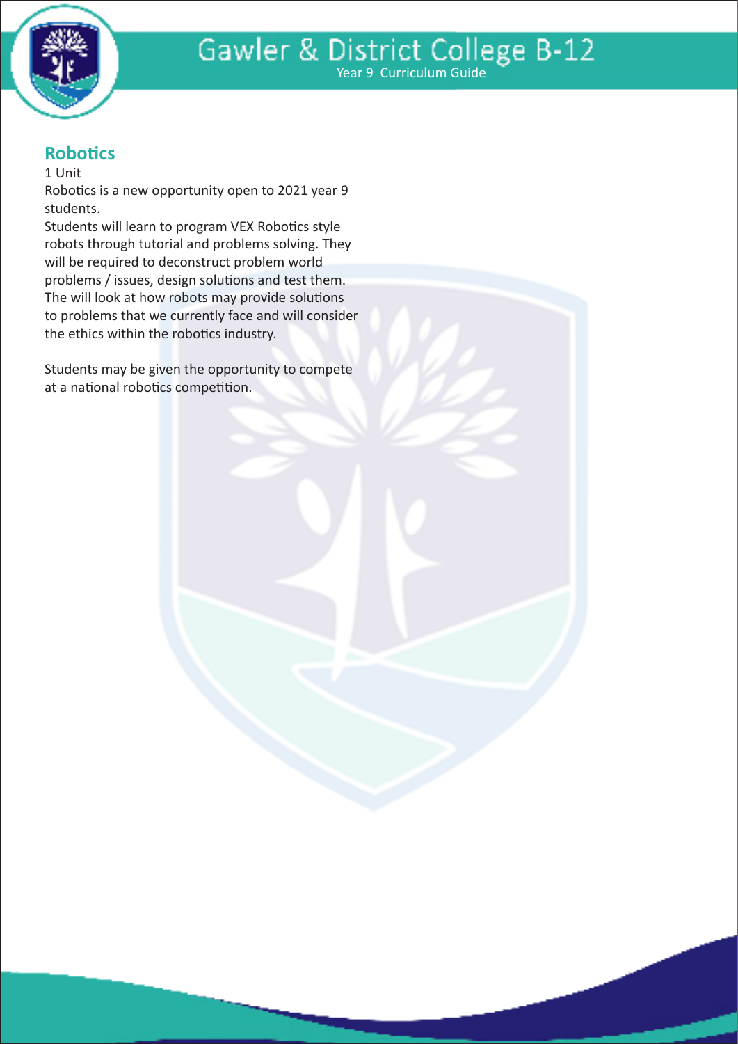## Robotics

1 Unit

Robotics is a new opportunity open to 2021 year 9 students.

Students will learn to program VEX Robotics style robots through tutorial and problems solving. They will be required to deconstruct problem world problems / issues, design solutions and test them. The will look at how robots may provide solutions to problems that we currently face and will consider the ethics within the robotics industry.

Students may be given the opportunity to compete at a national robotics competition.